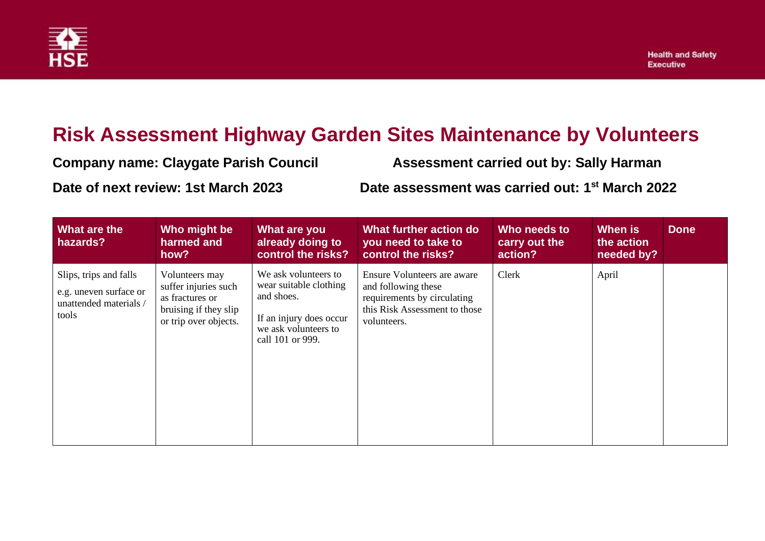# Risk Assessment Highway Garden Sites Maintenance by Volunteers

**Company name: Claygate Parish Council**

**Assessment carried out by: Sally Harman**

**Date of next review: 1st March 2023**

**Date assessment was carried out: 1st March 2022**

| What are the hazards? | Who might be harmed and how? | What are you already doing to control the risks? | What further action do you need to take to control the risks? | Who needs to carry out the action? | When is the action needed by? | Done |
|---|---|---|---|---|---|---|
| Slips, trips and falls<br><br>e.g. uneven surface or unattended materials / tools | Volunteers may suffer injuries such as fractures or bruising if they slip or trip over objects. | We ask volunteers to wear suitable clothing and shoes.<br><br>If an injury does occur we ask volunteers to call 101 or 999. | Ensure Volunteers are aware and following these requirements by circulating this Risk Assessment to those volunteers. | Clerk | April | |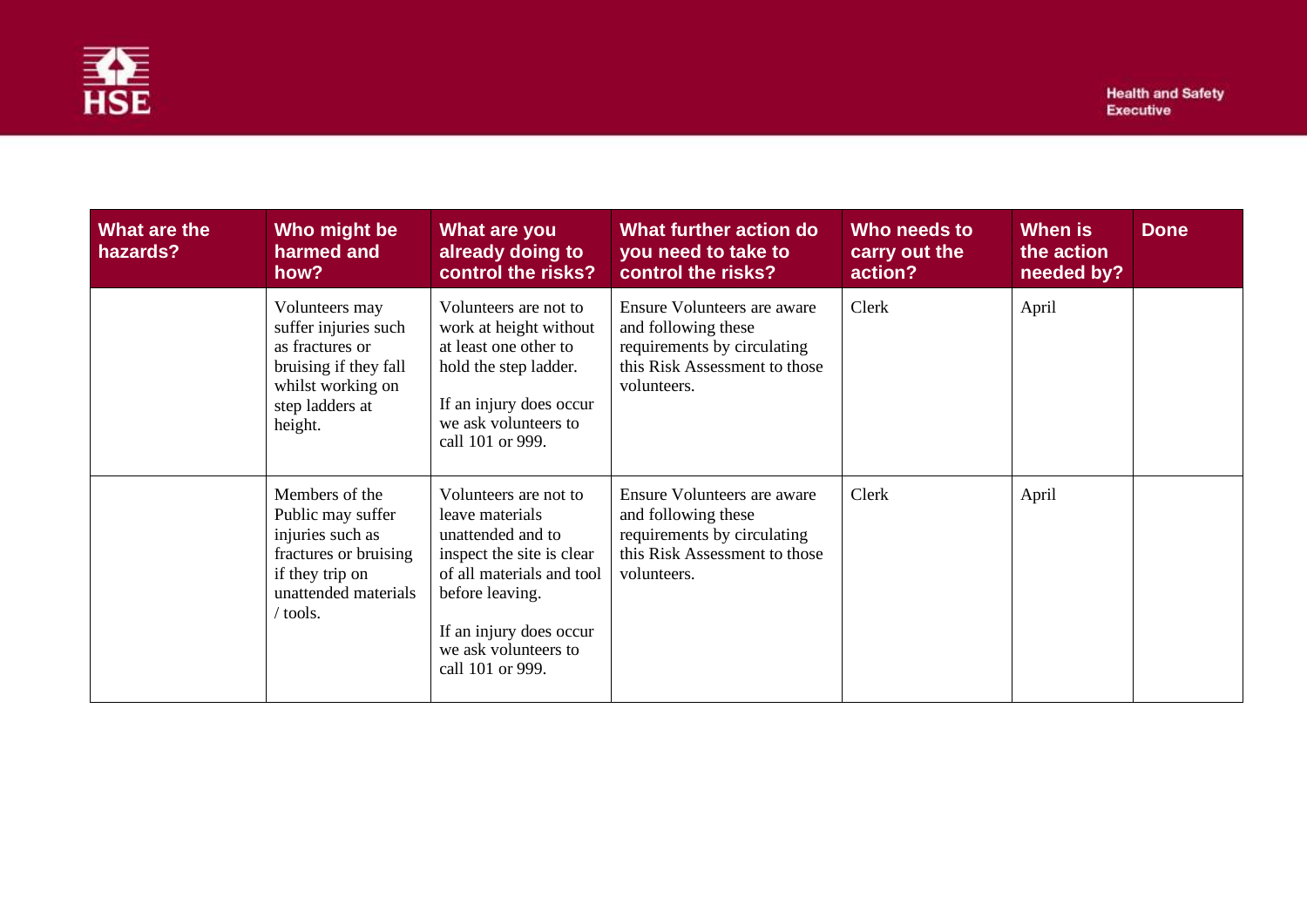| What are the hazards? | Who might be harmed and how? | What are you already doing to control the risks? | What further action do you need to take to control the risks? | Who needs to carry out the action? | When is the action needed by? | Done |
|---|---|---|---|---|---|---|
| | Volunteers may suffer injuries such as fractures or bruising if they fall whilst working on step ladders at height. | Volunteers are not to work at height without at least one other to hold the step ladder.<br><br>If an injury does occur we ask volunteers to call 101 or 999. | Ensure Volunteers are aware and following these requirements by circulating this Risk Assessment to those volunteers. | Clerk | April | |
| | Members of the Public may suffer injuries such as fractures or bruising if they trip on unattended materials / tools. | Volunteers are not to leave materials unattended and to inspect the site is clear of all materials and tool before leaving.<br><br>If an injury does occur we ask volunteers to call 101 or 999. | Ensure Volunteers are aware and following these requirements by circulating this Risk Assessment to those volunteers. | Clerk | April | |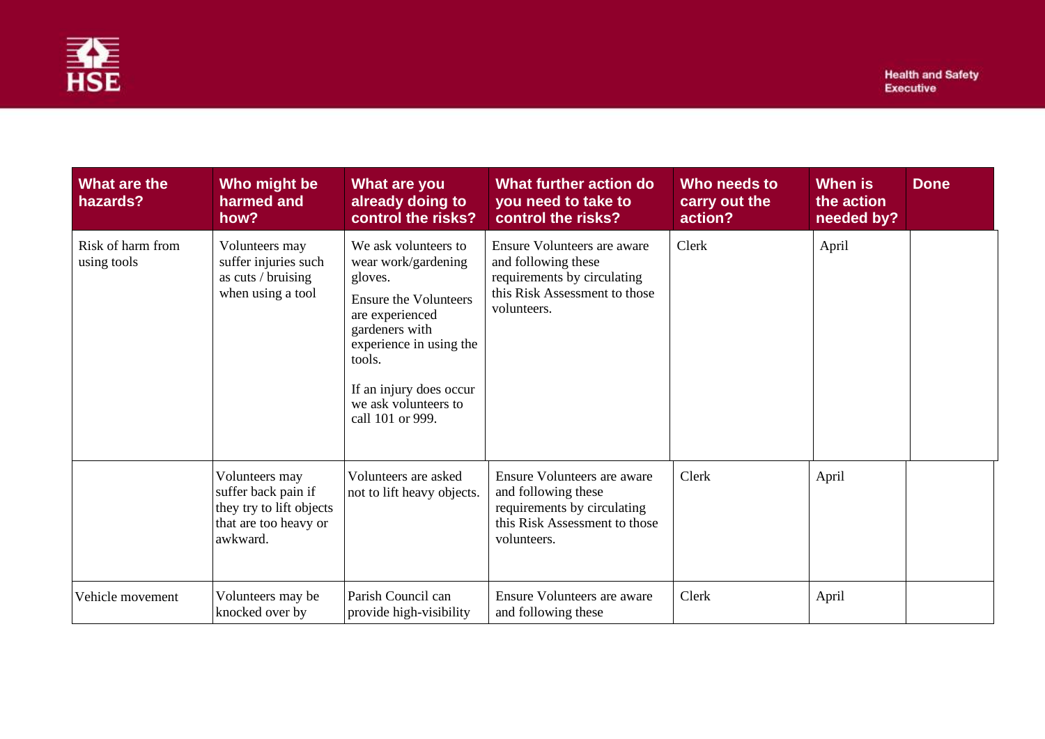| What are the hazards? | Who might be harmed and how? | What are you already doing to control the risks? | What further action do you need to take to control the risks? | Who needs to carry out the action? | When is the action needed by? | Done |
|---|---|---|---|---|---|---|
| Risk of harm from using tools | Volunteers may suffer injuries such as cuts / bruising when using a tool | We ask volunteers to wear work/gardening gloves.<br><br>Ensure the Volunteers are experienced gardeners with experience in using the tools.<br><br>If an injury does occur we ask volunteers to call 101 or 999. | Ensure Volunteers are aware and following these requirements by circulating this Risk Assessment to those volunteers. | Clerk | April | |
| | Volunteers may suffer back pain if they try to lift objects that are too heavy or awkward. | Volunteers are asked not to lift heavy objects. | Ensure Volunteers are aware and following these requirements by circulating this Risk Assessment to those volunteers. | Clerk | April | |
| Vehicle movement | Volunteers may be knocked over by | Parish Council can provide high-visibility | Ensure Volunteers are aware and following these | Clerk | April | |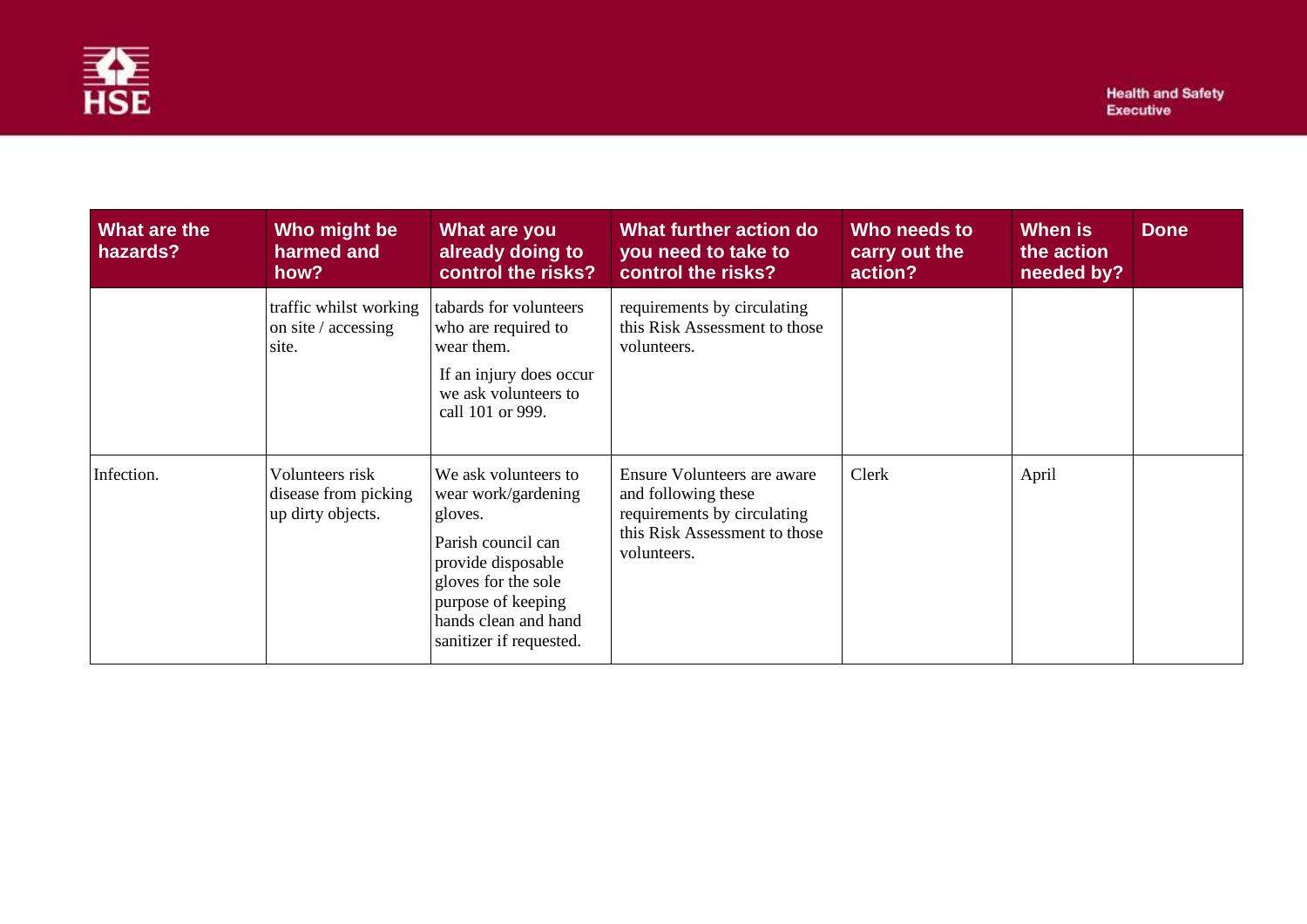| What are the hazards? | Who might be harmed and how? | What are you already doing to control the risks? | What further action do you need to take to control the risks? | Who needs to carry out the action? | When is the action needed by? | Done |
|---|---|---|---|---|---|---|
| | traffic whilst working on site / accessing site. | tabards for volunteers who are required to wear them. If an injury does occur we ask volunteers to call 101 or 999. | requirements by circulating this Risk Assessment to those volunteers. | | | |
| Infection. | Volunteers risk disease from picking up dirty objects. | We ask volunteers to wear work/gardening gloves. Parish council can provide disposable gloves for the sole purpose of keeping hands clean and hand sanitizer if requested. | Ensure Volunteers are aware and following these requirements by circulating this Risk Assessment to those volunteers. | Clerk | April | |